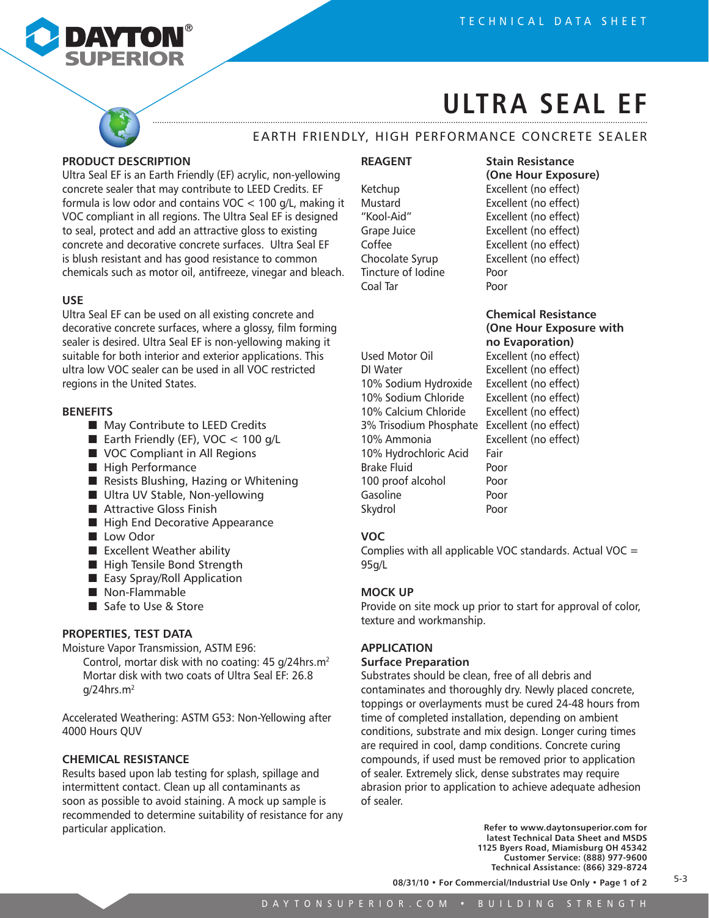# ULTRA SEAL EF

## EARTH FRIENDLY, HIGH PERFORMANCE CONCRETE SEALER

### PRODUCT DESCRIPTION

Ultra Seal EF is an Earth Friendly (EF) acrylic, non-yellowing concrete sealer that may contribute to LEED Credits. EF formula is low odor and contains VOC < 100 g/L, making it VOC compliant in all regions. The Ultra Seal EF is designed to seal, protect and add an attractive gloss to existing concrete and decorative concrete surfaces. Ultra Seal EF is blush resistant and has good resistance to common chemicals such as motor oil, antifreeze, vinegar and bleach.

### USE

Ultra Seal EF can be used on all existing concrete and decorative concrete surfaces, where a glossy, film forming sealer is desired. Ultra Seal EF is non-yellowing making it suitable for both interior and exterior applications. This ultra low VOC sealer can be used in all VOC restricted regions in the United States.

### BENEFITS

- May Contribute to LEED Credits
- Earth Friendly (EF), VOC < 100 g/L
- VOC Compliant in All Regions
- High Performance
- Resists Blushing, Hazing or Whitening
- Ultra UV Stable, Non-yellowing
- Attractive Gloss Finish
- High End Decorative Appearance
- Low Odor
- Excellent Weather ability
- High Tensile Bond Strength
- Easy Spray/Roll Application
- Non-Flammable
- Safe to Use & Store

### PROPERTIES, TEST DATA

Moisture Vapor Transmission, ASTM E96:

Control, mortar disk with no coating: 45 g/24hrs.m$^2$

Mortar disk with two coats of Ultra Seal EF: 26.8 g/24hrs.m$^2$

Accelerated Weathering: ASTM G53: Non-Yellowing after 4000 Hours QUV

### CHEMICAL RESISTANCE

Results based upon lab testing for splash, spillage and intermittent contact. Clean up all contaminants as soon as possible to avoid staining. A mock up sample is recommended to determine suitability of resistance for any particular application.

| REAGENT | Stain Resistance (One Hour Exposure) |
|---|---|
| Ketchup | Excellent (no effect) |
| Mustard | Excellent (no effect) |
| "Kool-Aid" | Excellent (no effect) |
| Grape Juice | Excellent (no effect) |
| Coffee | Excellent (no effect) |
| Chocolate Syrup | Excellent (no effect) |
| Tincture of Iodine | Poor |
| Coal Tar | Poor |

| REAGENT | Chemical Resistance (One Hour Exposure with no Evaporation) |
|---|---|
| Used Motor Oil | Excellent (no effect) |
| DI Water | Excellent (no effect) |
| 10% Sodium Hydroxide | Excellent (no effect) |
| 10% Sodium Chloride | Excellent (no effect) |
| 10% Calcium Chloride | Excellent (no effect) |
| 3% Trisodium Phosphate | Excellent (no effect) |
| 10% Ammonia | Excellent (no effect) |
| 10% Hydrochloric Acid | Fair |
| Brake Fluid | Poor |
| 100 proof alcohol | Poor |
| Gasoline | Poor |
| Skydrol | Poor |

### VOC

Complies with all applicable VOC standards. Actual VOC = 95g/L

### MOCK UP

Provide on site mock up prior to start for approval of color, texture and workmanship.

### APPLICATION

#### Surface Preparation

Substrates should be clean, free of all debris and contaminates and thoroughly dry. Newly placed concrete, toppings or overlayments must be cured 24-48 hours from time of completed installation, depending on ambient conditions, substrate and mix design. Longer curing times are required in cool, damp conditions. Concrete curing compounds, if used must be removed prior to application of sealer. Extremely slick, dense substrates may require abrasion prior to application to achieve adequate adhesion of sealer.

**Refer to www.daytonsuperior.com for latest Technical Data Sheet and MSDS**
**1125 Byers Road, Miamisburg OH 45342**
**Customer Service: (888) 977-9600**
**Technical Assistance: (866) 329-8724**

**08/31/10 • For Commercial/Industrial Use Only**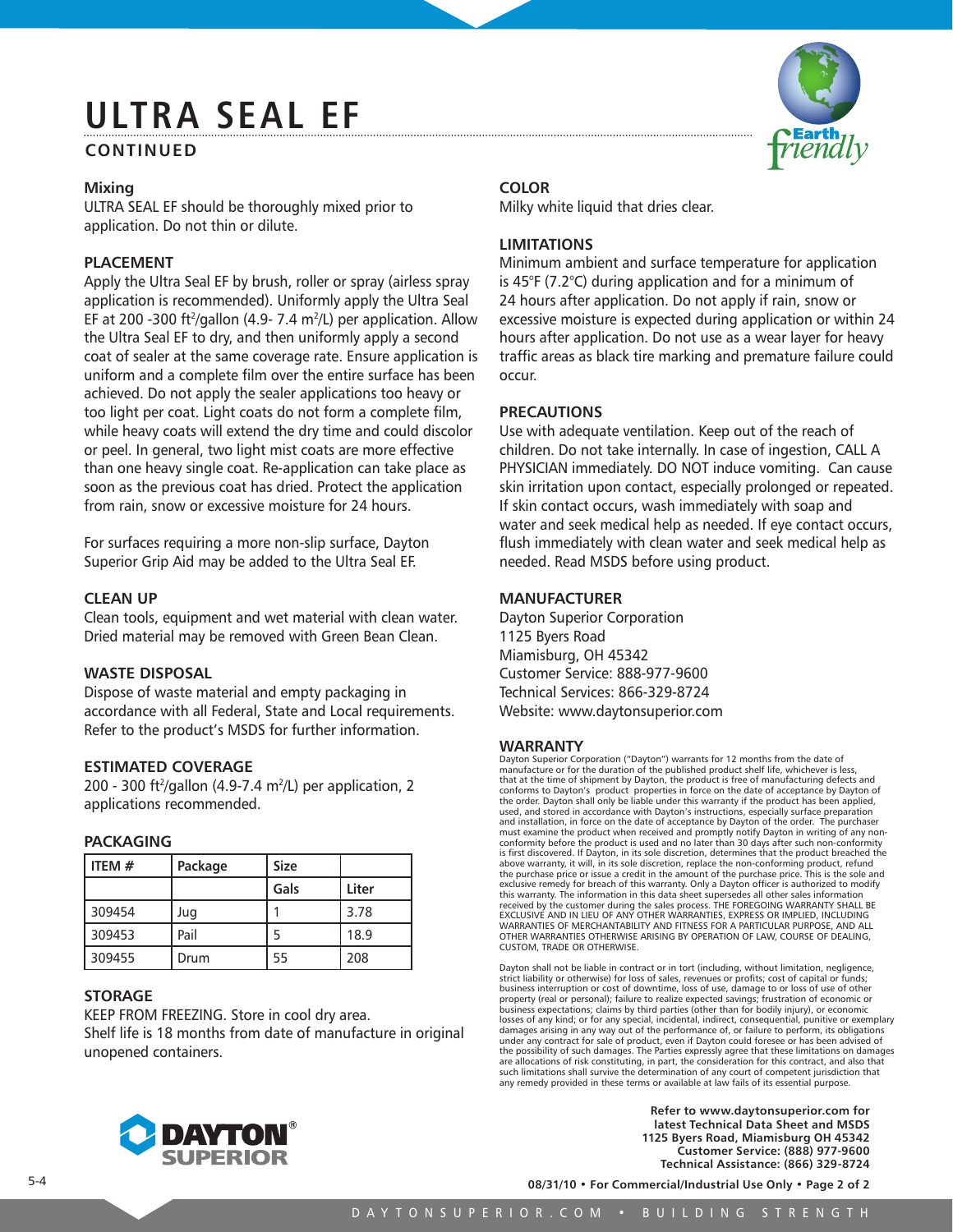// ULTRA SEAL EF

**CONTINUED**

### Mixing

ULTRA SEAL EF should be thoroughly mixed prior to application. Do not thin or dilute.

### PLACEMENT

Apply the Ultra Seal EF by brush, roller or spray (airless spray application is recommended). Uniformly apply the Ultra Seal EF at 200 -300 ft²/gallon (4.9- 7.4 m²/L) per application. Allow the Ultra Seal EF to dry, and then uniformly apply a second coat of sealer at the same coverage rate. Ensure application is uniform and a complete film over the entire surface has been achieved. Do not apply the sealer applications too heavy or too light per coat. Light coats do not form a complete film, while heavy coats will extend the dry time and could discolor or peel. In general, two light mist coats are more effective than one heavy single coat. Re-application can take place as soon as the previous coat has dried. Protect the application from rain, snow or excessive moisture for 24 hours.

For surfaces requiring a more non-slip surface, Dayton Superior Grip Aid may be added to the Ultra Seal EF.

### CLEAN UP

Clean tools, equipment and wet material with clean water. Dried material may be removed with Green Bean Clean.

### WASTE DISPOSAL

Dispose of waste material and empty packaging in accordance with all Federal, State and Local requirements. Refer to the product's MSDS for further information.

### ESTIMATED COVERAGE

200 - 300 ft²/gallon (4.9-7.4 m²/L) per application, 2 applications recommended.

### PACKAGING

| ITEM # | Package | Size | |
|---|---|---|---|
| | | Gals | Liter |
| 309454 | Jug | 1 | 3.78 |
| 309453 | Pail | 5 | 18.9 |
| 309455 | Drum | 55 | 208 |

### STORAGE

KEEP FROM FREEZING. Store in cool dry area.
Shelf life is 18 months from date of manufacture in original unopened containers.

### COLOR

Milky white liquid that dries clear.

### LIMITATIONS

Minimum ambient and surface temperature for application is 45°F (7.2°C) during application and for a minimum of 24 hours after application. Do not apply if rain, snow or excessive moisture is expected during application or within 24 hours after application. Do not use as a wear layer for heavy traffic areas as black tire marking and premature failure could occur.

### PRECAUTIONS

Use with adequate ventilation. Keep out of the reach of children. Do not take internally. In case of ingestion, CALL A PHYSICIAN immediately. DO NOT induce vomiting. Can cause skin irritation upon contact, especially prolonged or repeated. If skin contact occurs, wash immediately with soap and water and seek medical help as needed. If eye contact occurs, flush immediately with clean water and seek medical help as needed. Read MSDS before using product.

### MANUFACTURER

Dayton Superior Corporation
1125 Byers Road
Miamisburg, OH 45342
Customer Service: 888-977-9600
Technical Services: 866-329-8724
Website: www.daytonsuperior.com

### WARRANTY

Dayton Superior Corporation ("Dayton") warrants for 12 months from the date of manufacture or for the duration of the published product shelf life, whichever is less, that at the time of shipment by Dayton, the product is free of manufacturing defects and conforms to Dayton's product properties in force on the date of acceptance by Dayton of the order. Dayton shall only be liable under this warranty if the product has been applied, used, and stored in accordance with Dayton's instructions, especially surface preparation and installation, in force on the date of acceptance by Dayton of the order. The purchaser must examine the product when received and promptly notify Dayton in writing of any non-conformity before the product is used and no later than 30 days after such non-conformity is first discovered. If Dayton, in its sole discretion, determines that the product breached the above warranty, it will, in its sole discretion, replace the non-conforming product, refund the purchase price or issue a credit in the amount of the purchase price. This is the sole and exclusive remedy for breach of this warranty. Only a Dayton officer is authorized to modify this warranty. The information in this data sheet supersedes all other sales information received by the customer during the sales process. THE FOREGOING WARRANTY SHALL BE EXCLUSIVE AND IN LIEU OF ANY OTHER WARRANTIES, EXPRESS OR IMPLIED, INCLUDING WARRANTIES OF MERCHANTABILITY AND FITNESS FOR A PARTICULAR PURPOSE, AND ALL OTHER WARRANTIES OTHERWISE ARISING BY OPERATION OF LAW, COURSE OF DEALING, CUSTOM, TRADE OR OTHERWISE.

Dayton shall not be liable in contract or in tort (including, without limitation, negligence, strict liability or otherwise) for loss of sales, revenues or profits; cost of capital or funds; business interruption or cost of downtime, loss of use, damage to or loss of use of other property (real or personal); failure to realize expected savings; frustration of economic or business expectations; claims by third parties (other than for bodily injury), or economic losses of any kind; or for any special, incidental, indirect, consequential, punitive or exemplary damages arising in any way out of the performance of, or failure to perform, its obligations under any contract for sale of product, even if Dayton could foresee or has been advised of the possibility of such damages. The Parties expressly agree that these limitations on damages are allocations of risk constituting, in part, the consideration for this contract, and also that such limitations shall survive the determination of any court of competent jurisdiction that any remedy provided in these terms or available at law fails of its essential purpose.

**Refer to www.daytonsuperior.com for latest Technical Data Sheet and MSDS**
**1125 Byers Road, Miamisburg OH 45342**
**Customer Service: (888) 977-9600**
**Technical Assistance: (866) 329-8724**

**08/31/10 • For Commercial/Industrial Use Only**